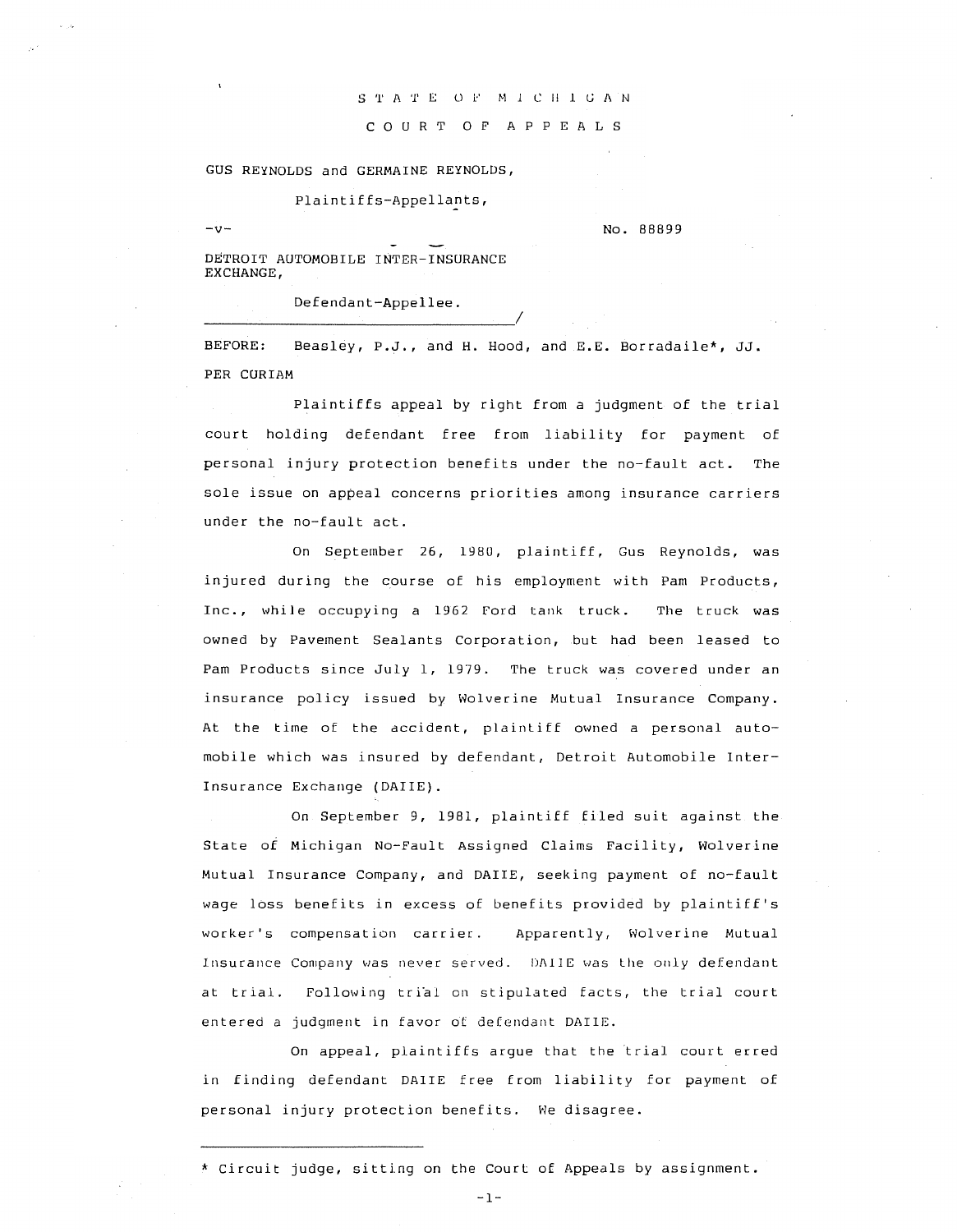STATE OF MICHIGAN

COURT OF APPEALS

GUS REYNOLDS and GERMAINE REYNOLDS,

Plaintiffs-Appellants,

-v-

No. 88899

DETROIT AUTOMOBILE INTER-INSURANCE EXCHANGE,

Defendant-Appellee.

BEFORE: Beasley, P.J., and H. Hood, and E.E. Borradaile*, JJ.

PER CURIAM

Plaintiffs appeal by right from a judgment of the trial court holding defendant free from liability for payment of personal injury protection benefits under the no-fault act. The sole issue on appeal concerns priorities among insurance carriers under the no-fault act.

On September 26, 1980, plaintiff, Gus Reynolds, was injured during the course of his employment with Pam Products, Inc., while occupying a 1962 Ford tank truck. The truck was owned by Pavement Sealants Corporation, but had been leased to Pam Products since July 1, 1979. The truck was covered under an insurance policy issued by Wolverine Mutual Insurance Company. At the time of the accident, plaintiff owned a personal automobile which was insured by defendant, Detroit Automobile Inter-Insurance Exchange (DAIIE).

On September 9, 1981, plaintiff filed suit against the State of Michigan No-Fault Assigned Claims Facility, Wolverine Mutual Insurance Company, and DAIIE, seeking payment of no-fault wage loss benefits in excess of benefits provided by plaintiff's worker's compensation carrier. Apparently, Wolverine Mutual Insurance Company was never served. DAIIE was the only defendant at trial. Following trial on stipulated facts, the trial court entered a judgment in favor of defendant DAIIE.

On appeal, plaintiffs argue that the trial court erred in finding defendant DAIIE free from liability for payment of personal injury protection benefits. We disagree.

* Circuit judge, sitting on the Court of Appeals by assignment.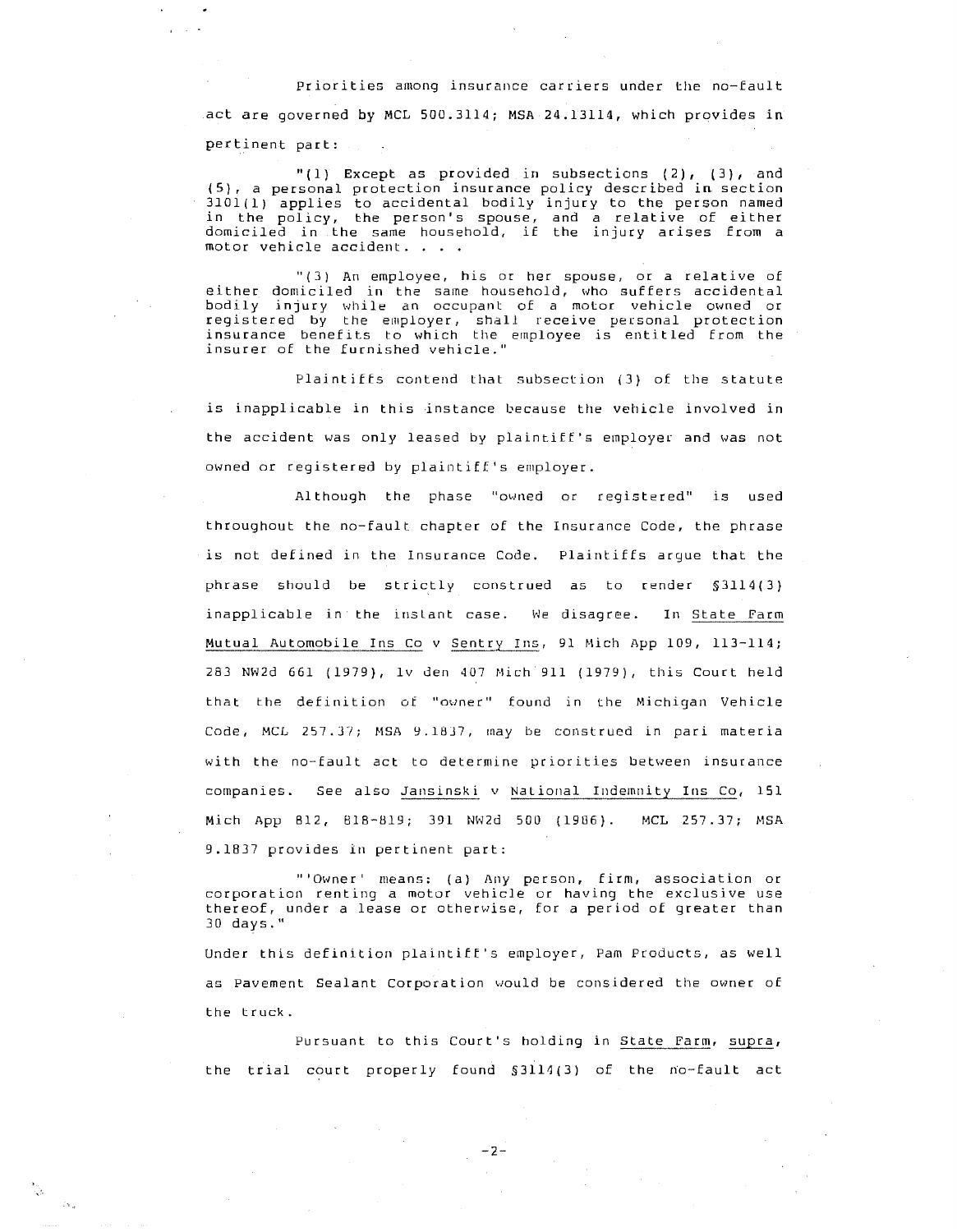Priorities among insurance carriers under the no-fault act are governed by MCL 500.3114; MSA 24.13114, which provides in pertinent part:

> "(1) Except as provided in subsections (2), (3), and (5), a personal protection insurance policy described in section 3101(1) applies to accidental bodily injury to the person named in the policy, the person's spouse, and a relative of either domiciled in the same household, if the injury arises from a motor vehicle accident. . . .
>
> "(3) An employee, his or her spouse, or a relative of either domiciled in the same household, who suffers accidental bodily injury while an occupant of a motor vehicle owned or registered by the employer, shall receive personal protection insurance benefits to which the employee is entitled from the insurer of the furnished vehicle."

Plaintiffs contend that subsection (3) of the statute is inapplicable in this instance because the vehicle involved in the accident was only leased by plaintiff's employer and was not owned or registered by plaintiff's employer.

Although the phase "owned or registered" is used throughout the no-fault chapter of the Insurance Code, the phrase is not defined in the Insurance Code. Plaintiffs argue that the phrase should be strictly construed as to render §3114(3) inapplicable in the instant case. We disagree. In <u>State Farm Mutual Automobile Ins Co v Sentry Ins</u>, 91 Mich App 109, 113-114; 283 NW2d 661 (1979), lv den 407 Mich 911 (1979), this Court held that the definition of "owner" found in the Michigan Vehicle Code, MCL 257.37; MSA 9.1837, may be construed in pari materia with the no-fault act to determine priorities between insurance companies. See also <u>Jansinski v National Indemnity Ins Co</u>, 151 Mich App 812, 818-819; 391 NW2d 500 (1986). MCL 257.37; MSA 9.1837 provides in pertinent part:

> "'Owner' means: (a) Any person, firm, association or corporation renting a motor vehicle or having the exclusive use thereof, under a lease or otherwise, for a period of greater than 30 days."

Under this definition plaintiff's employer, Pam Products, as well as Pavement Sealant Corporation would be considered the owner of the truck.

Pursuant to this Court's holding in <u>State Farm</u>, <u>supra</u>, the trial court properly found §3114(3) of the no-fault act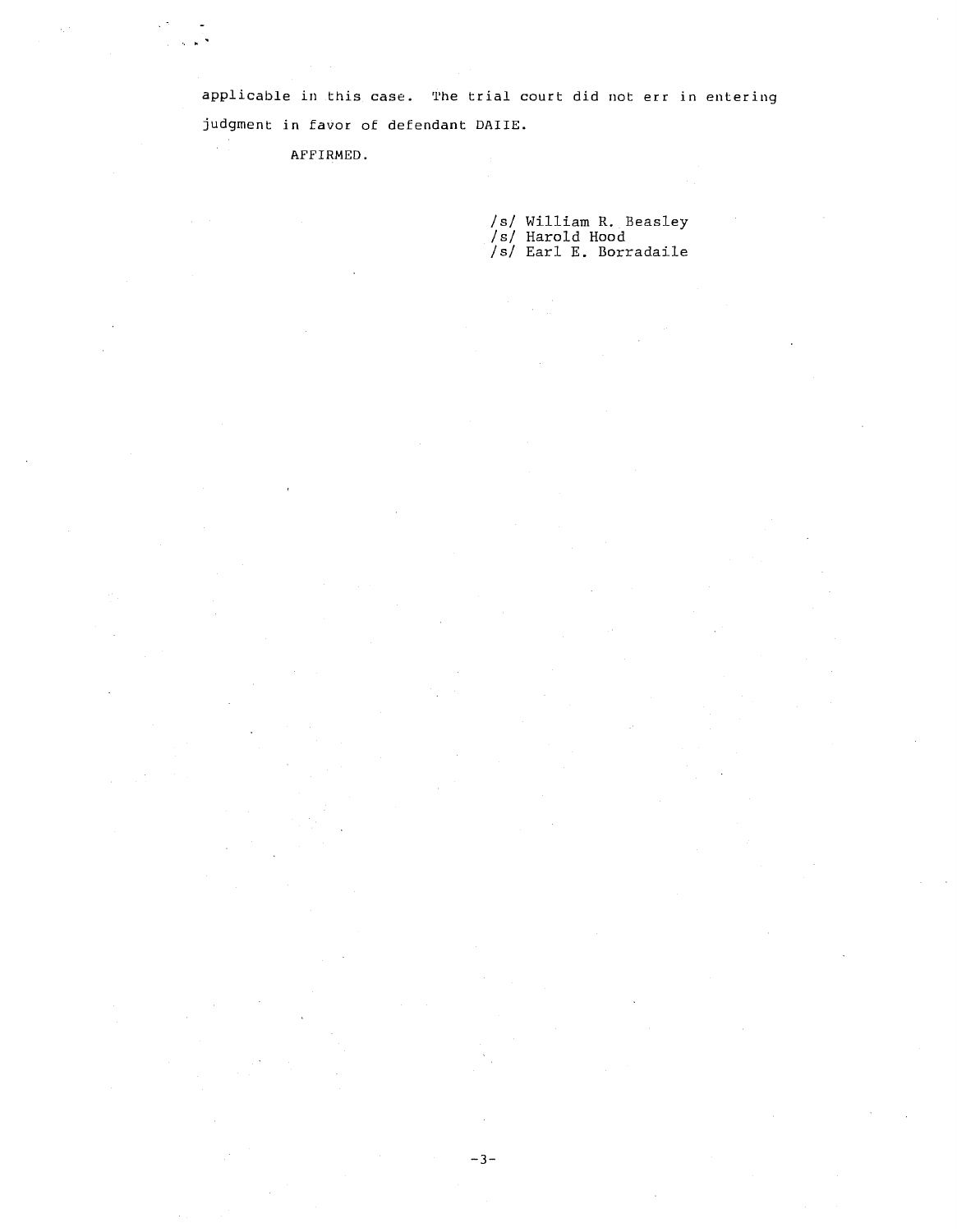applicable in this case. The trial court did not err in entering judgment in favor of defendant DAIIE.

AFFIRMED.

/s/ William R. Beasley
/s/ Harold Hood
/s/ Earl E. Borradaile